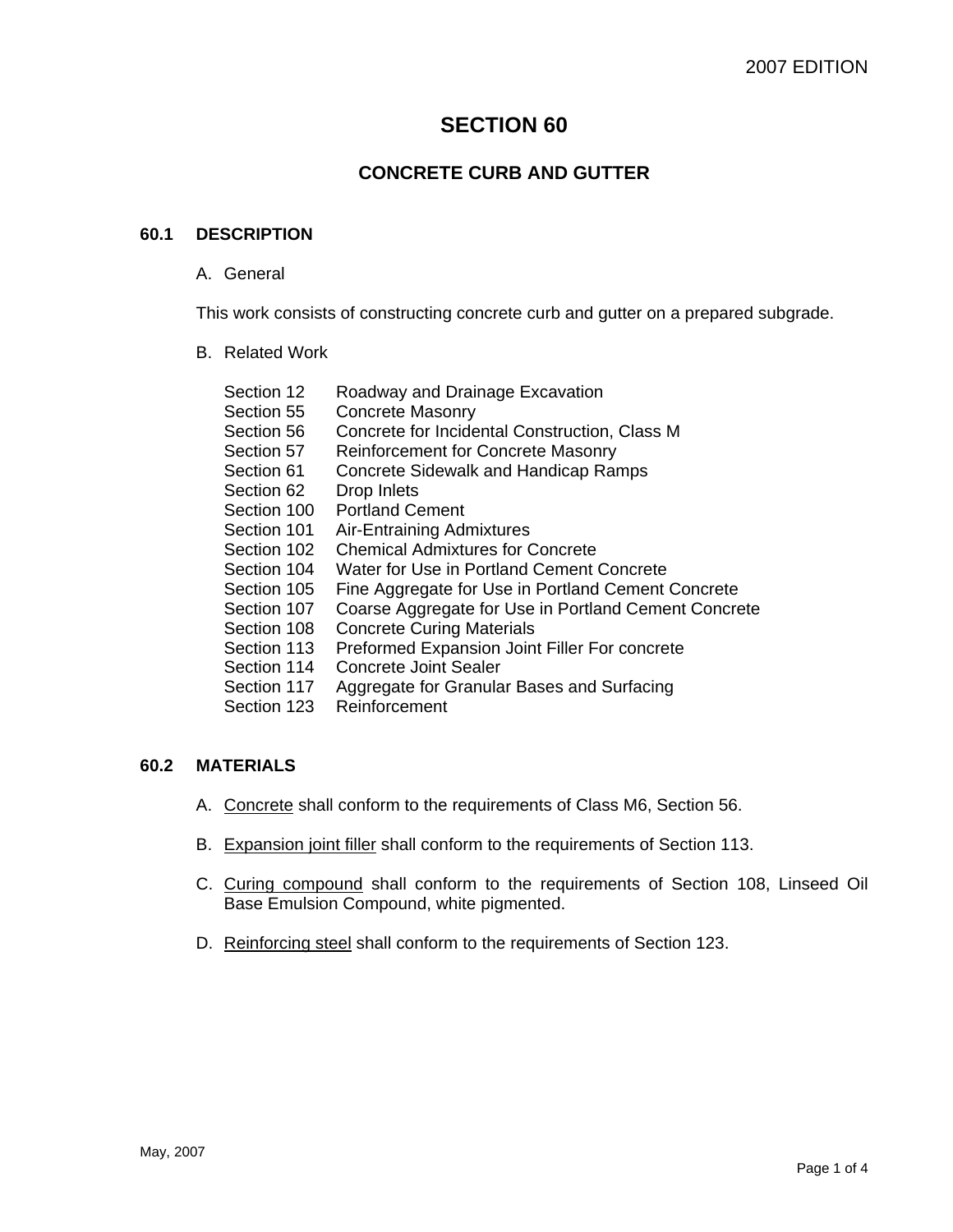# SECTION 60

## CONCRETE CURB AND GUTTER

### 60.1 DESCRIPTION

A. General

This work consists of constructing concrete curb and gutter on a prepared subgrade.

B. Related Work

| | |
|---|---|
| Section 12 | Roadway and Drainage Excavation |
| Section 55 | Concrete Masonry |
| Section 56 | Concrete for Incidental Construction, Class M |
| Section 57 | Reinforcement for Concrete Masonry |
| Section 61 | Concrete Sidewalk and Handicap Ramps |
| Section 62 | Drop Inlets |
| Section 100 | Portland Cement |
| Section 101 | Air-Entraining Admixtures |
| Section 102 | Chemical Admixtures for Concrete |
| Section 104 | Water for Use in Portland Cement Concrete |
| Section 105 | Fine Aggregate for Use in Portland Cement Concrete |
| Section 107 | Coarse Aggregate for Use in Portland Cement Concrete |
| Section 108 | Concrete Curing Materials |
| Section 113 | Preformed Expansion Joint Filler For concrete |
| Section 114 | Concrete Joint Sealer |
| Section 117 | Aggregate for Granular Bases and Surfacing |
| Section 123 | Reinforcement |

### 60.2 MATERIALS

A. Concrete shall conform to the requirements of Class M6, Section 56.

B. Expansion joint filler shall conform to the requirements of Section 113.

C. Curing compound shall conform to the requirements of Section 108, Linseed Oil Base Emulsion Compound, white pigmented.

D. Reinforcing steel shall conform to the requirements of Section 123.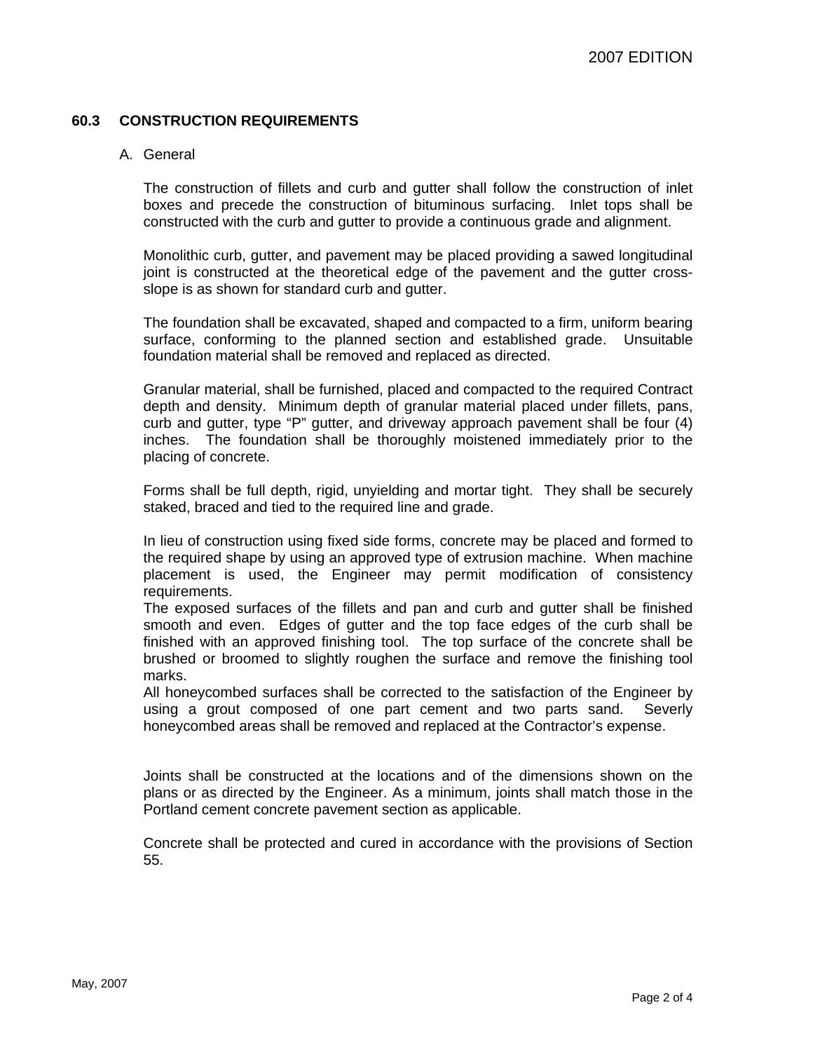## 60.3 CONSTRUCTION REQUIREMENTS

A. General

The construction of fillets and curb and gutter shall follow the construction of inlet boxes and precede the construction of bituminous surfacing. Inlet tops shall be constructed with the curb and gutter to provide a continuous grade and alignment.

Monolithic curb, gutter, and pavement may be placed providing a sawed longitudinal joint is constructed at the theoretical edge of the pavement and the gutter cross-slope is as shown for standard curb and gutter.

The foundation shall be excavated, shaped and compacted to a firm, uniform bearing surface, conforming to the planned section and established grade. Unsuitable foundation material shall be removed and replaced as directed.

Granular material, shall be furnished, placed and compacted to the required Contract depth and density. Minimum depth of granular material placed under fillets, pans, curb and gutter, type "P" gutter, and driveway approach pavement shall be four (4) inches. The foundation shall be thoroughly moistened immediately prior to the placing of concrete.

Forms shall be full depth, rigid, unyielding and mortar tight. They shall be securely staked, braced and tied to the required line and grade.

In lieu of construction using fixed side forms, concrete may be placed and formed to the required shape by using an approved type of extrusion machine. When machine placement is used, the Engineer may permit modification of consistency requirements.

The exposed surfaces of the fillets and pan and curb and gutter shall be finished smooth and even. Edges of gutter and the top face edges of the curb shall be finished with an approved finishing tool. The top surface of the concrete shall be brushed or broomed to slightly roughen the surface and remove the finishing tool marks.

All honeycombed surfaces shall be corrected to the satisfaction of the Engineer by using a grout composed of one part cement and two parts sand. Severly honeycombed areas shall be removed and replaced at the Contractor's expense.

Joints shall be constructed at the locations and of the dimensions shown on the plans or as directed by the Engineer. As a minimum, joints shall match those in the Portland cement concrete pavement section as applicable.

Concrete shall be protected and cured in accordance with the provisions of Section 55.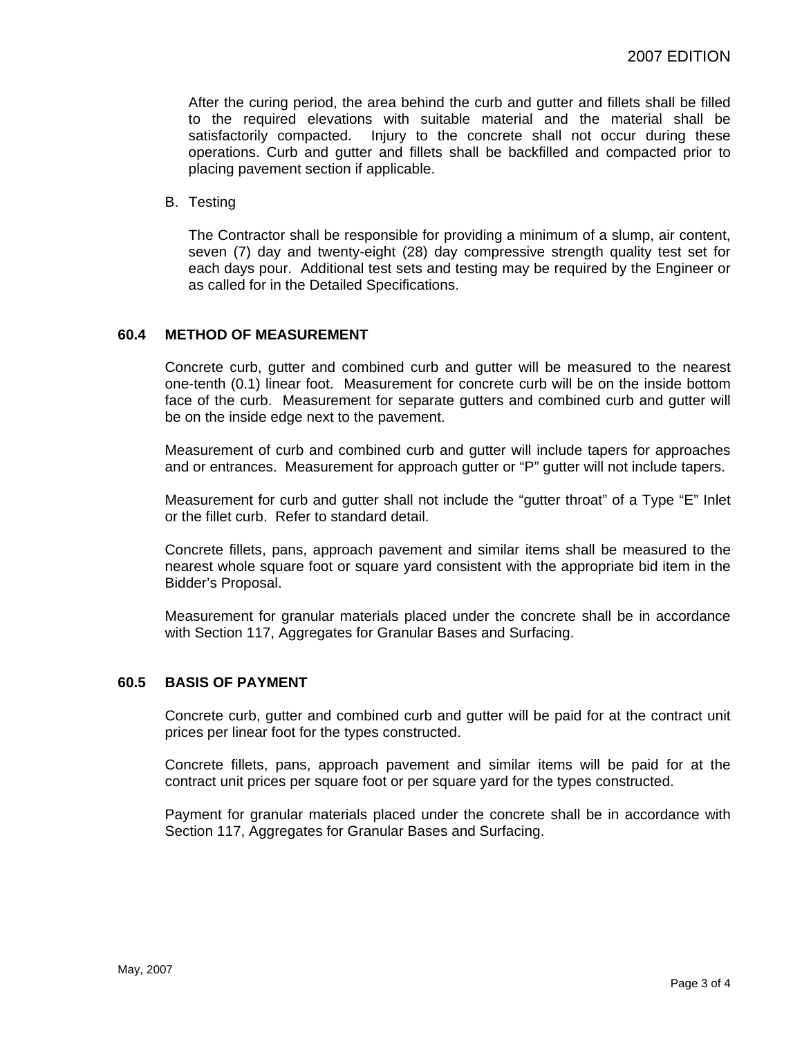After the curing period, the area behind the curb and gutter and fillets shall be filled to the required elevations with suitable material and the material shall be satisfactorily compacted. Injury to the concrete shall not occur during these operations. Curb and gutter and fillets shall be backfilled and compacted prior to placing pavement section if applicable.

B. Testing

The Contractor shall be responsible for providing a minimum of a slump, air content, seven (7) day and twenty-eight (28) day compressive strength quality test set for each days pour. Additional test sets and testing may be required by the Engineer or as called for in the Detailed Specifications.

## 60.4 METHOD OF MEASUREMENT

Concrete curb, gutter and combined curb and gutter will be measured to the nearest one-tenth (0.1) linear foot. Measurement for concrete curb will be on the inside bottom face of the curb. Measurement for separate gutters and combined curb and gutter will be on the inside edge next to the pavement.

Measurement of curb and combined curb and gutter will include tapers for approaches and or entrances. Measurement for approach gutter or "P" gutter will not include tapers.

Measurement for curb and gutter shall not include the "gutter throat" of a Type "E" Inlet or the fillet curb. Refer to standard detail.

Concrete fillets, pans, approach pavement and similar items shall be measured to the nearest whole square foot or square yard consistent with the appropriate bid item in the Bidder's Proposal.

Measurement for granular materials placed under the concrete shall be in accordance with Section 117, Aggregates for Granular Bases and Surfacing.

## 60.5 BASIS OF PAYMENT

Concrete curb, gutter and combined curb and gutter will be paid for at the contract unit prices per linear foot for the types constructed.

Concrete fillets, pans, approach pavement and similar items will be paid for at the contract unit prices per square foot or per square yard for the types constructed.

Payment for granular materials placed under the concrete shall be in accordance with Section 117, Aggregates for Granular Bases and Surfacing.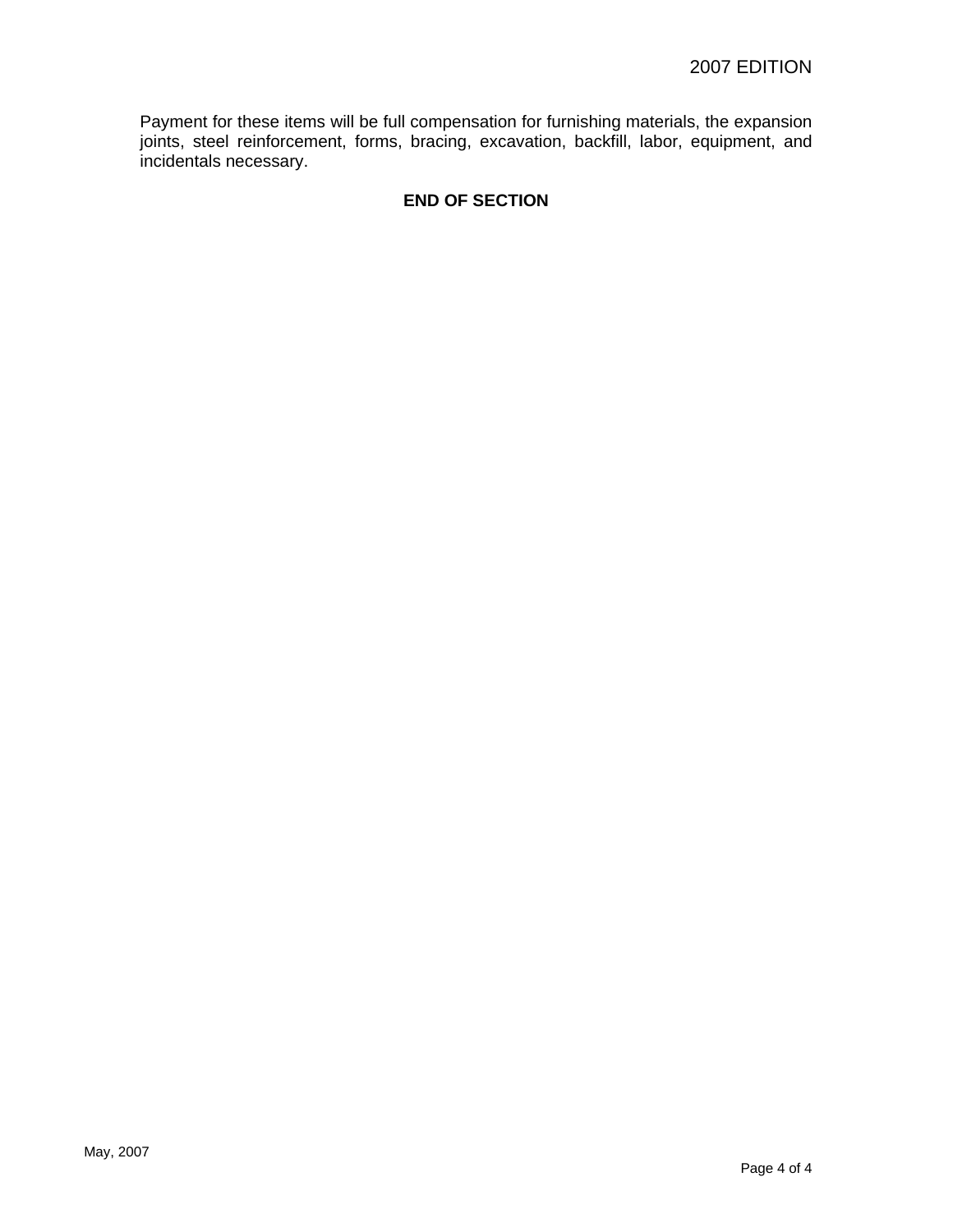Payment for these items will be full compensation for furnishing materials, the expansion joints, steel reinforcement, forms, bracing, excavation, backfill, labor, equipment, and incidentals necessary.

**END OF SECTION**